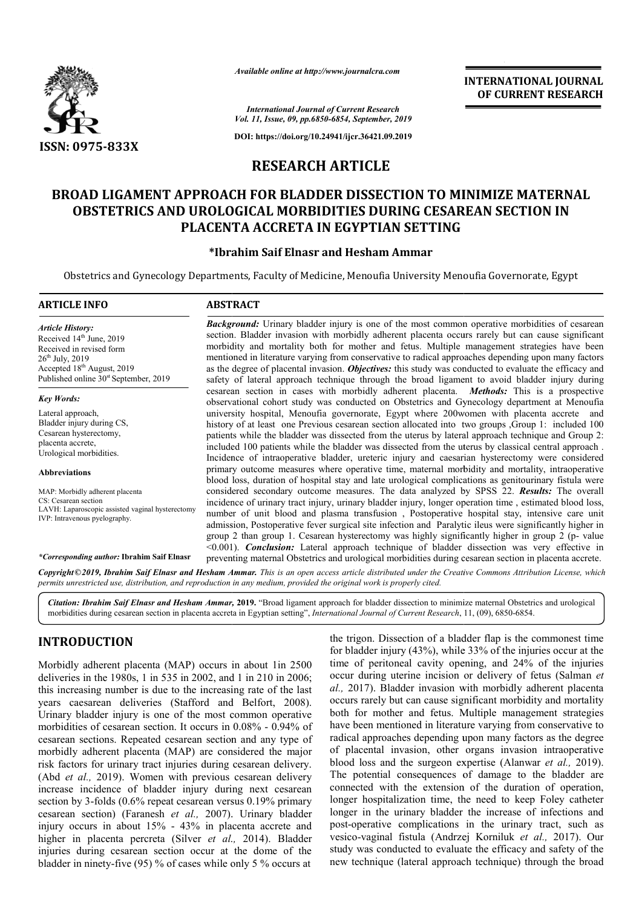*Available online at http://www.journalcra.com*

**INTERNATIONAL JOURNAL OF CURRENT RESEARCH**

*International Journal of Current Research*
*Vol. 11, Issue, 09, pp.6850-6854, September, 2019*

**DOI: https://doi.org/10.24941/ijcr.36421.09.2019**

**ISSN: 0975-833X**

# RESEARCH ARTICLE

# BROAD LIGAMENT APPROACH FOR BLADDER DISSECTION TO MINIMIZE MATERNAL OBSTETRICS AND UROLOGICAL MORBIDITIES DURING CESAREAN SECTION IN PLACENTA ACCRETA IN EGYPTIAN SETTING

**\*Ibrahim Saif Elnasr and Hesham Ammar**

Obstetrics and Gynecology Departments, Faculty of Medicine, Menoufia University Menoufia Governorate, Egypt

## ARTICLE INFO

*Article History:*

Received 14th June, 2019
Received in revised form
26th July, 2019
Accepted 18th August, 2019
Published online 30st September, 2019

*Key Words:*

Lateral approach,
Bladder injury during CS,
Cesarean hysterectomy,
placenta accrete,
Urological morbidities.

**Abbreviations**

MAP: Morbidly adherent placenta
CS: Cesarean section
LAVH: Laparoscopic assisted vaginal hysterectomy
IVP: Intravenous pyelography.

*\*Corresponding author:* **Ibrahim Saif Elnasr**

## ABSTRACT

***Background:*** Urinary bladder injury is one of the most common operative morbidities of cesarean section. Bladder invasion with morbidly adherent placenta occurs rarely but can cause significant morbidity and mortality both for mother and fetus. Multiple management strategies have been mentioned in literature varying from conservative to radical approaches depending upon many factors as the degree of placental invasion. ***Objectives:*** this study was conducted to evaluate the efficacy and safety of lateral approach technique through the broad ligament to avoid bladder injury during cesarean section in cases with morbidly adherent placenta. ***Methods:*** This is a prospective observational cohort study was conducted on Obstetrics and Gynecology department at Menoufia university hospital, Menoufia governorate, Egypt where 200women with placenta accrete and history of at least one Previous cesarean section allocated into two groups ,Group 1: included 100 patients while the bladder was dissected from the uterus by lateral approach technique and Group 2: included 100 patients while the bladder was dissected from the uterus by classical central approach . Incidence of intraoperative bladder, ureteric injury and caesarian hysterectomy were considered primary outcome measures where operative time, maternal morbidity and mortality, intraoperative blood loss, duration of hospital stay and late urological complications as genitourinary fistula were considered secondary outcome measures. The data analyzed by SPSS 22. ***Results:*** The overall incidence of urinary tract injury, urinary bladder injury, longer operation time , estimated blood loss, number of unit blood and plasma transfusion , Postoperative hospital stay, intensive care unit admission, Postoperative fever surgical site infection and Paralytic ileus were significantly higher in group 2 than group 1. Cesarean hysterectomy was highly significantly higher in group 2 (p- value <0.001). ***Conclusion:*** Lateral approach technique of bladder dissection was very effective in preventing maternal Obstetrics and urological morbidities during cesarean section in placenta accrete.

*Copyright©2019, Ibrahim Saif Elnasr and Hesham Ammar. This is an open access article distributed under the Creative Commons Attribution License, which permits unrestricted use, distribution, and reproduction in any medium, provided the original work is properly cited.*

***Citation: Ibrahim Saif Elnasr and Hesham Ammar,*** **2019.** "Broad ligament approach for bladder dissection to minimize maternal Obstetrics and urological morbidities during cesarean section in placenta accreta in Egyptian setting", *International Journal of Current Research*, 11, (09), 6850-6854.

## INTRODUCTION

Morbidly adherent placenta (MAP) occurs in about 1in 2500 deliveries in the 1980s, 1 in 535 in 2002, and 1 in 210 in 2006; this increasing number is due to the increasing rate of the last years caesarean deliveries (Stafford and Belfort, 2008). Urinary bladder injury is one of the most common operative morbidities of cesarean section. It occurs in 0.08% - 0.94% of cesarean sections. Repeated cesarean section and any type of morbidly adherent placenta (MAP) are considered the major risk factors for urinary tract injuries during cesarean delivery. (Abd *et al.,* 2019). Women with previous cesarean delivery increase incidence of bladder injury during next cesarean section by 3-folds (0.6% repeat cesarean versus 0.19% primary cesarean section) (Faranesh *et al.,* 2007). Urinary bladder injury occurs in about 15% - 43% in placenta accrete and higher in placenta percreta (Silver *et al.,* 2014). Bladder injuries during cesarean section occur at the dome of the bladder in ninety-five (95) % of cases while only 5 % occurs at the trigon. Dissection of a bladder flap is the commonest time for bladder injury (43%), while 33% of the injuries occur at the time of peritoneal cavity opening, and 24% of the injuries occur during uterine incision or delivery of fetus (Salman *et al.,* 2017). Bladder invasion with morbidly adherent placenta occurs rarely but can cause significant morbidity and mortality both for mother and fetus. Multiple management strategies have been mentioned in literature varying from conservative to radical approaches depending upon many factors as the degree of placental invasion, other organs invasion intraoperative blood loss and the surgeon expertise (Alanwar *et al.,* 2019). The potential consequences of damage to the bladder are connected with the extension of the duration of operation, longer hospitalization time, the need to keep Foley catheter longer in the urinary bladder the increase of infections and post-operative complications in the urinary tract, such as vesico-vaginal fistula (Andrzej Korniluk *et al.,* 2017). Our study was conducted to evaluate the efficacy and safety of the new technique (lateral approach technique) through the broad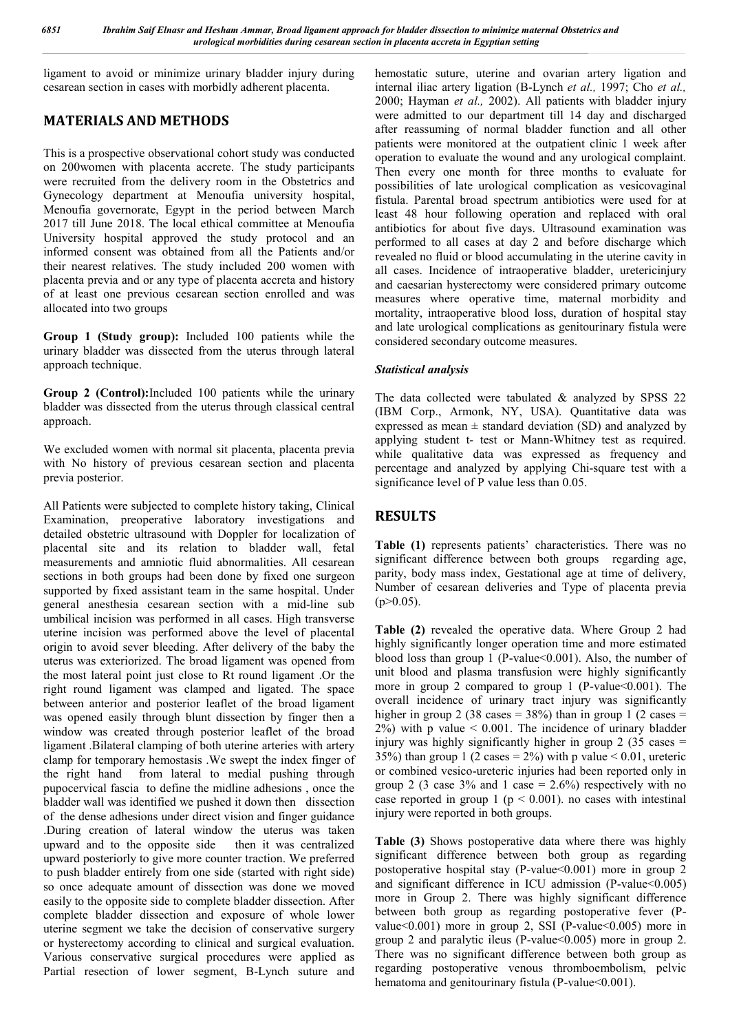ligament to avoid or minimize urinary bladder injury during cesarean section in cases with morbidly adherent placenta.

## MATERIALS AND METHODS

This is a prospective observational cohort study was conducted on 200women with placenta accrete. The study participants were recruited from the delivery room in the Obstetrics and Gynecology department at Menoufia university hospital, Menoufia governorate, Egypt in the period between March 2017 till June 2018. The local ethical committee at Menoufia University hospital approved the study protocol and an informed consent was obtained from all the Patients and/or their nearest relatives. The study included 200 women with placenta previa and or any type of placenta accreta and history of at least one previous cesarean section enrolled and was allocated into two groups

**Group 1 (Study group):** Included 100 patients while the urinary bladder was dissected from the uterus through lateral approach technique.

**Group 2 (Control):**Included 100 patients while the urinary bladder was dissected from the uterus through classical central approach.

We excluded women with normal sit placenta, placenta previa with No history of previous cesarean section and placenta previa posterior.

All Patients were subjected to complete history taking, Clinical Examination, preoperative laboratory investigations and detailed obstetric ultrasound with Doppler for localization of placental site and its relation to bladder wall, fetal measurements and amniotic fluid abnormalities. All cesarean sections in both groups had been done by fixed one surgeon supported by fixed assistant team in the same hospital. Under general anesthesia cesarean section with a mid-line sub umbilical incision was performed in all cases. High transverse uterine incision was performed above the level of placental origin to avoid sever bleeding. After delivery of the baby the uterus was exteriorized. The broad ligament was opened from the most lateral point just close to Rt round ligament .Or the right round ligament was clamped and ligated. The space between anterior and posterior leaflet of the broad ligament was opened easily through blunt dissection by finger then a window was created through posterior leaflet of the broad ligament .Bilateral clamping of both uterine arteries with artery clamp for temporary hemostasis .We swept the index finger of the right hand from lateral to medial pushing through pupocervical fascia to define the midline adhesions , once the bladder wall was identified we pushed it down then dissection of the dense adhesions under direct vision and finger guidance .During creation of lateral window the uterus was taken upward and to the opposite side then it was centralized upward posteriorly to give more counter traction. We preferred to push bladder entirely from one side (started with right side) so once adequate amount of dissection was done we moved easily to the opposite side to complete bladder dissection. After complete bladder dissection and exposure of whole lower uterine segment we take the decision of conservative surgery or hysterectomy according to clinical and surgical evaluation. Various conservative surgical procedures were applied as Partial resection of lower segment, B-Lynch suture and hemostatic suture, uterine and ovarian artery ligation and internal iliac artery ligation (B-Lynch *et al.,* 1997; Cho *et al.,* 2000; Hayman *et al.,* 2002). All patients with bladder injury were admitted to our department till 14 day and discharged after reassuming of normal bladder function and all other patients were monitored at the outpatient clinic 1 week after operation to evaluate the wound and any urological complaint. Then every one month for three months to evaluate for possibilities of late urological complication as vesicovaginal fistula. Parental broad spectrum antibiotics were used for at least 48 hour following operation and replaced with oral antibiotics for about five days. Ultrasound examination was performed to all cases at day 2 and before discharge which revealed no fluid or blood accumulating in the uterine cavity in all cases. Incidence of intraoperative bladder, uretericinjury and caesarian hysterectomy were considered primary outcome measures where operative time, maternal morbidity and mortality, intraoperative blood loss, duration of hospital stay and late urological complications as genitourinary fistula were considered secondary outcome measures.

### *Statistical analysis*

The data collected were tabulated & analyzed by SPSS 22 (IBM Corp., Armonk, NY, USA). Quantitative data was expressed as mean ± standard deviation (SD) and analyzed by applying student t- test or Mann-Whitney test as required. while qualitative data was expressed as frequency and percentage and analyzed by applying Chi-square test with a significance level of P value less than 0.05.

## RESULTS

**Table (1)** represents patients' characteristics. There was no significant difference between both groups regarding age, parity, body mass index, Gestational age at time of delivery, Number of cesarean deliveries and Type of placenta previa ($p>0.05$).

**Table (2)** revealed the operative data. Where Group 2 had highly significantly longer operation time and more estimated blood loss than group 1 (P-value<0.001). Also, the number of unit blood and plasma transfusion were highly significantly more in group 2 compared to group 1 (P-value<0.001). The overall incidence of urinary tract injury was significantly higher in group 2 (38 cases = 38%) than in group 1 (2 cases = 2%) with p value < 0.001. The incidence of urinary bladder injury was highly significantly higher in group 2 (35 cases = 35%) than group 1 (2 cases = 2%) with p value < 0.01, ureteric or combined vesico-ureteric injuries had been reported only in group 2 (3 case 3% and 1 case = 2.6%) respectively with no case reported in group 1 ($p < 0.001$). no cases with intestinal injury were reported in both groups.

**Table (3)** Shows postoperative data where there was highly significant difference between both group as regarding postoperative hospital stay (P-value<0.001) more in group 2 and significant difference in ICU admission (P-value<0.005) more in Group 2. There was highly significant difference between both group as regarding postoperative fever (P-value<0.001) more in group 2, SSI (P-value<0.005) more in group 2 and paralytic ileus (P-value<0.005) more in group 2. There was no significant difference between both group as regarding postoperative venous thromboembolism, pelvic hematoma and genitourinary fistula (P-value<0.001).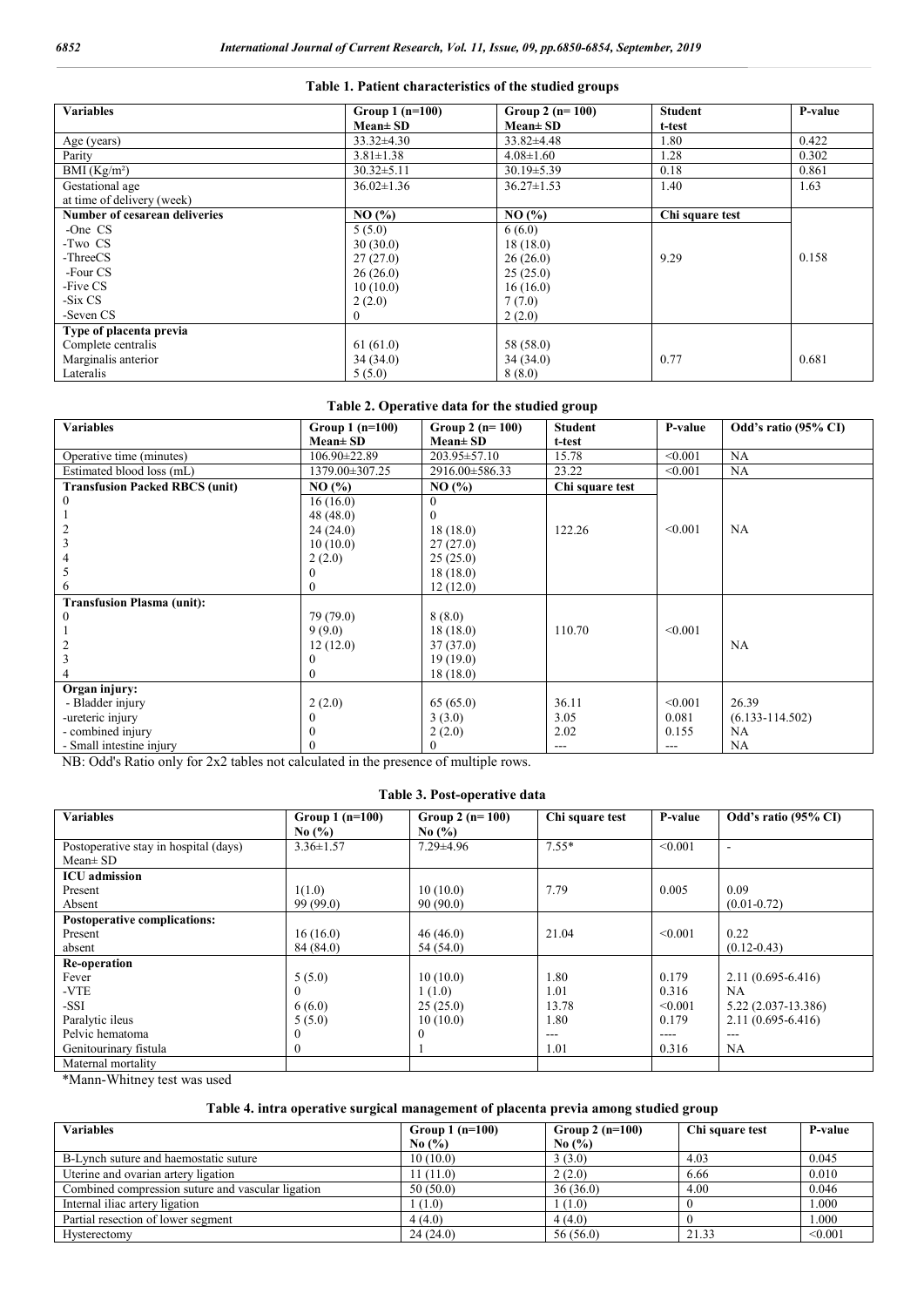**Table 1. Patient characteristics of the studied groups**

| Variables | Group 1 (n=100) Mean± SD | Group 2 (n= 100) Mean± SD | Student t-test | P-value |
|---|---|---|---|---|
| Age (years) | 33.32±4.30 | 33.82±4.48 | 1.80 | 0.422 |
| Parity | 3.81±1.38 | 4.08±1.60 | 1.28 | 0.302 |
| BMI (Kg/m²) | 30.32±5.11 | 30.19±5.39 | 0.18 | 0.861 |
| Gestational age at time of delivery (week) | 36.02±1.36 | 36.27±1.53 | 1.40 | 1.63 |
| **Number of cesarean deliveries** | **NO (%)** | **NO (%)** | **Chi square test** | |
| -One CS | 5 (5.0) | 6 (6.0) | 9.29 | 0.158 |
| -Two CS | 30 (30.0) | 18 (18.0) | | |
| -ThreeCS | 27 (27.0) | 26 (26.0) | | |
| -Four CS | 26 (26.0) | 25 (25.0) | | |
| -Five CS | 10 (10.0) | 16 (16.0) | | |
| -Six CS | 2 (2.0) | 7 (7.0) | | |
| -Seven CS | 0 | 2 (2.0) | | |
| **Type of placenta previa** | | | | |
| Complete centralis | 61 (61.0) | 58 (58.0) | 0.77 | 0.681 |
| Marginalis anterior | 34 (34.0) | 34 (34.0) | | |
| Lateralis | 5 (5.0) | 8 (8.0) | | |

**Table 2. Operative data for the studied group**

| Variables | Group 1 (n=100) Mean± SD | Group 2 (n= 100) Mean± SD | Student t-test | P-value | Odd's ratio (95% CI) |
|---|---|---|---|---|---|
| Operative time (minutes) | 106.90±22.89 | 203.95±57.10 | 15.78 | <0.001 | NA |
| Estimated blood loss (mL) | 1379.00±307.25 | 2916.00±586.33 | 23.22 | <0.001 | NA |
| **Transfusion Packed RBCS (unit)** | **NO (%)** | **NO (%)** | **Chi square test** | | |
| 0 | 16 (16.0) | 0 | 122.26 | <0.001 | NA |
| 1 | 48 (48.0) | 0 | | | |
| 2 | 24 (24.0) | 18 (18.0) | | | |
| 3 | 10 (10.0) | 27 (27.0) | | | |
| 4 | 2 (2.0) | 25 (25.0) | | | |
| 5 | 0 | 18 (18.0) | | | |
| 6 | 0 | 12 (12.0) | | | |
| **Transfusion Plasma (unit):** | | | | | |
| 0 | 79 (79.0) | 8 (8.0) | 110.70 | <0.001 | NA |
| 1 | 9 (9.0) | 18 (18.0) | | | |
| 2 | 12 (12.0) | 37 (37.0) | | | |
| 3 | 0 | 19 (19.0) | | | |
| 4 | 0 | 18 (18.0) | | | |
| **Organ injury:** | | | | | |
| - Bladder injury | 2 (2.0) | 65 (65.0) | 36.11 | <0.001 | 26.39 |
| -ureteric injury | 0 | 3 (3.0) | 3.05 | 0.081 | (6.133-114.502) |
| - combined injury | 0 | 2 (2.0) | 2.02 | 0.155 | NA |
| - Small intestine injury | 0 | 0 | --- | --- | NA |

NB: Odd's Ratio only for 2x2 tables not calculated in the presence of multiple rows.

**Table 3. Post-operative data**

| Variables | Group 1 (n=100) No (%) | Group 2 (n= 100) No (%) | Chi square test | P-value | Odd's ratio (95% CI) |
|---|---|---|---|---|---|
| Postoperative stay in hospital (days) Mean± SD | 3.36±1.57 | 7.29±4.96 | 7.55* | <0.001 | - |
| **ICU admission** | | | | | |
| Present | 1(1.0) | 10 (10.0) | 7.79 | 0.005 | 0.09 |
| Absent | 99 (99.0) | 90 (90.0) | | | (0.01-0.72) |
| **Postoperative complications:** | | | | | |
| Present | 16 (16.0) | 46 (46.0) | 21.04 | <0.001 | 0.22 |
| absent | 84 (84.0) | 54 (54.0) | | | (0.12-0.43) |
| **Re-operation** | | | | | |
| Fever | 5 (5.0) | 10 (10.0) | 1.80 | 0.179 | 2.11 (0.695-6.416) |
| -VTE | 0 | 1 (1.0) | 1.01 | 0.316 | NA |
| -SSI | 6 (6.0) | 25 (25.0) | 13.78 | <0.001 | 5.22 (2.037-13.386) |
| Paralytic ileus | 5 (5.0) | 10 (10.0) | 1.80 | 0.179 | 2.11 (0.695-6.416) |
| Pelvic hematoma | 0 | 0 | --- | ---- | --- |
| Genitourinary fistula | 0 | 1 | 1.01 | 0.316 | NA |
| Maternal mortality | | | | | |

*Mann-Whitney test was used

**Table 4. intra operative surgical management of placenta previa among studied group**

| Variables | Group 1 (n=100) No (%) | Group 2 (n=100) No (%) | Chi square test | P-value |
|---|---|---|---|---|
| B-Lynch suture and haemostatic suture | 10 (10.0) | 3 (3.0) | 4.03 | 0.045 |
| Uterine and ovarian artery ligation | 11 (11.0) | 2 (2.0) | 6.66 | 0.010 |
| Combined compression suture and vascular ligation | 50 (50.0) | 36 (36.0) | 4.00 | 0.046 |
| Internal iliac artery ligation | 1 (1.0) | 1 (1.0) | 0 | 1.000 |
| Partial resection of lower segment | 4 (4.0) | 4 (4.0) | 0 | 1.000 |
| Hysterectomy | 24 (24.0) | 56 (56.0) | 21.33 | <0.001 |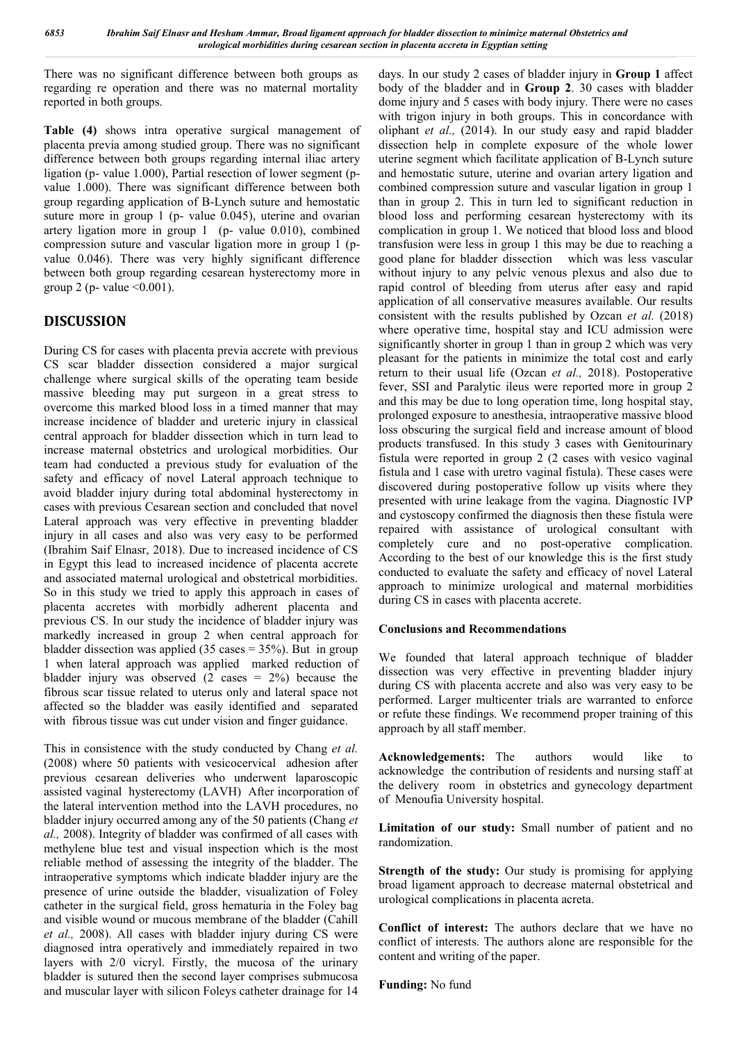There was no significant difference between both groups as regarding re operation and there was no maternal mortality reported in both groups.

**Table (4)** shows intra operative surgical management of placenta previa among studied group. There was no significant difference between both groups regarding internal iliac artery ligation (p- value 1.000), Partial resection of lower segment (p- value 1.000). There was significant difference between both group regarding application of B-Lynch suture and hemostatic suture more in group 1 (p- value 0.045), uterine and ovarian artery ligation more in group 1 (p- value 0.010), combined compression suture and vascular ligation more in group 1 (p- value 0.046). There was very highly significant difference between both group regarding cesarean hysterectomy more in group 2 (p- value <0.001).

## DISCUSSION

During CS for cases with placenta previa accrete with previous CS scar bladder dissection considered a major surgical challenge where surgical skills of the operating team beside massive bleeding may put surgeon in a great stress to overcome this marked blood loss in a timed manner that may increase incidence of bladder and ureteric injury in classical central approach for bladder dissection which in turn lead to increase maternal obstetrics and urological morbidities. Our team had conducted a previous study for evaluation of the safety and efficacy of novel Lateral approach technique to avoid bladder injury during total abdominal hysterectomy in cases with previous Cesarean section and concluded that novel Lateral approach was very effective in preventing bladder injury in all cases and also was very easy to be performed (Ibrahim Saif Elnasr, 2018). Due to increased incidence of CS in Egypt this lead to increased incidence of placenta accrete and associated maternal urological and obstetrical morbidities. So in this study we tried to apply this approach in cases of placenta accretes with morbidly adherent placenta and previous CS. In our study the incidence of bladder injury was markedly increased in group 2 when central approach for bladder dissection was applied (35 cases = 35%). But in group 1 when lateral approach was applied marked reduction of bladder injury was observed (2 cases = 2%) because the fibrous scar tissue related to uterus only and lateral space not affected so the bladder was easily identified and separated with fibrous tissue was cut under vision and finger guidance.

This in consistence with the study conducted by Chang *et al.* (2008) where 50 patients with vesicocervical adhesion after previous cesarean deliveries who underwent laparoscopic assisted vaginal hysterectomy (LAVH) After incorporation of the lateral intervention method into the LAVH procedures, no bladder injury occurred among any of the 50 patients (Chang *et al.,* 2008). Integrity of bladder was confirmed of all cases with methylene blue test and visual inspection which is the most reliable method of assessing the integrity of the bladder. The intraoperative symptoms which indicate bladder injury are the presence of urine outside the bladder, visualization of Foley catheter in the surgical field, gross hematuria in the Foley bag and visible wound or mucous membrane of the bladder (Cahill *et al.,* 2008). All cases with bladder injury during CS were diagnosed intra operatively and immediately repaired in two layers with 2/0 vicryl. Firstly, the mucosa of the urinary bladder is sutured then the second layer comprises submucosa and muscular layer with silicon Foleys catheter drainage for 14 days. In our study 2 cases of bladder injury in **Group 1** affect body of the bladder and in **Group 2**. 30 cases with bladder dome injury and 5 cases with body injury. There were no cases with trigon injury in both groups. This in concordance with oliphant *et al.,* (2014). In our study easy and rapid bladder dissection help in complete exposure of the whole lower uterine segment which facilitate application of B-Lynch suture and hemostatic suture, uterine and ovarian artery ligation and combined compression suture and vascular ligation in group 1 than in group 2. This in turn led to significant reduction in blood loss and performing cesarean hysterectomy with its complication in group 1. We noticed that blood loss and blood transfusion were less in group 1 this may be due to reaching a good plane for bladder dissection which was less vascular without injury to any pelvic venous plexus and also due to rapid control of bleeding from uterus after easy and rapid application of all conservative measures available. Our results consistent with the results published by Ozcan *et al.* (2018) where operative time, hospital stay and ICU admission were significantly shorter in group 1 than in group 2 which was very pleasant for the patients in minimize the total cost and early return to their usual life (Ozcan *et al.,* 2018). Postoperative fever, SSI and Paralytic ileus were reported more in group 2 and this may be due to long operation time, long hospital stay, prolonged exposure to anesthesia, intraoperative massive blood loss obscuring the surgical field and increase amount of blood products transfused. In this study 3 cases with Genitourinary fistula were reported in group 2 (2 cases with vesico vaginal fistula and 1 case with uretro vaginal fistula). These cases were discovered during postoperative follow up visits where they presented with urine leakage from the vagina. Diagnostic IVP and cystoscopy confirmed the diagnosis then these fistula were repaired with assistance of urological consultant with completely cure and no post-operative complication. According to the best of our knowledge this is the first study conducted to evaluate the safety and efficacy of novel Lateral approach to minimize urological and maternal morbidities during CS in cases with placenta accrete.

### Conclusions and Recommendations

We founded that lateral approach technique of bladder dissection was very effective in preventing bladder injury during CS with placenta accrete and also was very easy to be performed. Larger multicenter trials are warranted to enforce or refute these findings. We recommend proper training of this approach by all staff member.

**Acknowledgements:** The authors would like to acknowledge the contribution of residents and nursing staff at the delivery room in obstetrics and gynecology department of Menoufia University hospital.

**Limitation of our study:** Small number of patient and no randomization.

**Strength of the study:** Our study is promising for applying broad ligament approach to decrease maternal obstetrical and urological complications in placenta acreta.

**Conflict of interest:** The authors declare that we have no conflict of interests. The authors alone are responsible for the content and writing of the paper.

**Funding:** No fund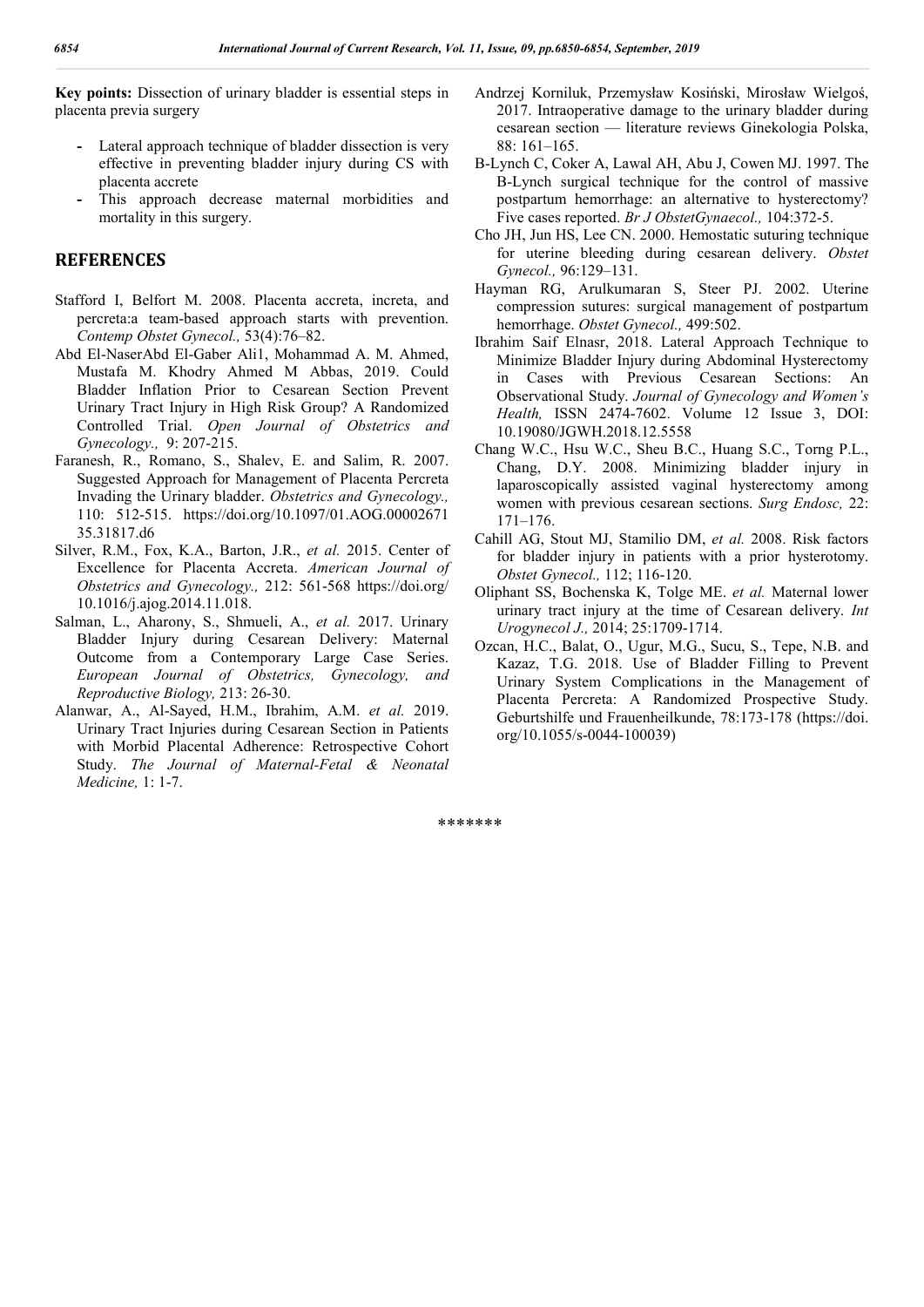**Key points:** Dissection of urinary bladder is essential steps in placenta previa surgery

- Lateral approach technique of bladder dissection is very effective in preventing bladder injury during CS with placenta accrete
- This approach decrease maternal morbidities and mortality in this surgery.

## REFERENCES

Stafford I, Belfort M. 2008. Placenta accreta, increta, and percreta:a team-based approach starts with prevention. *Contemp Obstet Gynecol.,* 53(4):76–82.

Abd El-NaserAbd El-Gaber Ali1, Mohammad A. M. Ahmed, Mustafa M. Khodry Ahmed M Abbas, 2019. Could Bladder Inflation Prior to Cesarean Section Prevent Urinary Tract Injury in High Risk Group? A Randomized Controlled Trial. *Open Journal of Obstetrics and Gynecology.,* 9: 207-215.

Faranesh, R., Romano, S., Shalev, E. and Salim, R. 2007. Suggested Approach for Management of Placenta Percreta Invading the Urinary bladder. *Obstetrics and Gynecology.,* 110: 512-515. https://doi.org/10.1097/01.AOG.0000267135.31817.d6

Silver, R.M., Fox, K.A., Barton, J.R., *et al.* 2015. Center of Excellence for Placenta Accreta. *American Journal of Obstetrics and Gynecology.,* 212: 561-568 https://doi.org/10.1016/j.ajog.2014.11.018.

Salman, L., Aharony, S., Shmueli, A., *et al.* 2017. Urinary Bladder Injury during Cesarean Delivery: Maternal Outcome from a Contemporary Large Case Series. *European Journal of Obstetrics, Gynecology, and Reproductive Biology,* 213: 26-30.

Alanwar, A., Al-Sayed, H.M., Ibrahim, A.M. *et al.* 2019. Urinary Tract Injuries during Cesarean Section in Patients with Morbid Placental Adherence: Retrospective Cohort Study. *The Journal of Maternal-Fetal & Neonatal Medicine,* 1: 1-7.

Andrzej Korniluk, Przemysław Kosiński, Mirosław Wielgoś, 2017. Intraoperative damage to the urinary bladder during cesarean section — literature reviews Ginekologia Polska, 88: 161–165.

B-Lynch C, Coker A, Lawal AH, Abu J, Cowen MJ. 1997. The B-Lynch surgical technique for the control of massive postpartum hemorrhage: an alternative to hysterectomy? Five cases reported. *Br J ObstetGynaecol.,* 104:372-5.

Cho JH, Jun HS, Lee CN. 2000. Hemostatic suturing technique for uterine bleeding during cesarean delivery. *Obstet Gynecol.,* 96:129–131.

Hayman RG, Arulkumaran S, Steer PJ. 2002. Uterine compression sutures: surgical management of postpartum hemorrhage. *Obstet Gynecol.,* 499:502.

Ibrahim Saif Elnasr, 2018. Lateral Approach Technique to Minimize Bladder Injury during Abdominal Hysterectomy in Cases with Previous Cesarean Sections: An Observational Study. *Journal of Gynecology and Women's Health,* ISSN 2474-7602. Volume 12 Issue 3, DOI: 10.19080/JGWH.2018.12.5558

Chang W.C., Hsu W.C., Sheu B.C., Huang S.C., Torng P.L., Chang, D.Y. 2008. Minimizing bladder injury in laparoscopically assisted vaginal hysterectomy among women with previous cesarean sections. *Surg Endosc,* 22: 171–176.

Cahill AG, Stout MJ, Stamilio DM, *et al.* 2008. Risk factors for bladder injury in patients with a prior hysterotomy. *Obstet Gynecol.,* 112; 116-120.

Oliphant SS, Bochenska K, Tolge ME. *et al.* Maternal lower urinary tract injury at the time of Cesarean delivery. *Int Urogynecol J.,* 2014; 25:1709-1714.

Ozcan, H.C., Balat, O., Ugur, M.G., Sucu, S., Tepe, N.B. and Kazaz, T.G. 2018. Use of Bladder Filling to Prevent Urinary System Complications in the Management of Placenta Percreta: A Randomized Prospective Study. Geburtshilfe und Frauenheilkunde, 78:173-178 (https://doi.org/10.1055/s-0044-100039)

*******